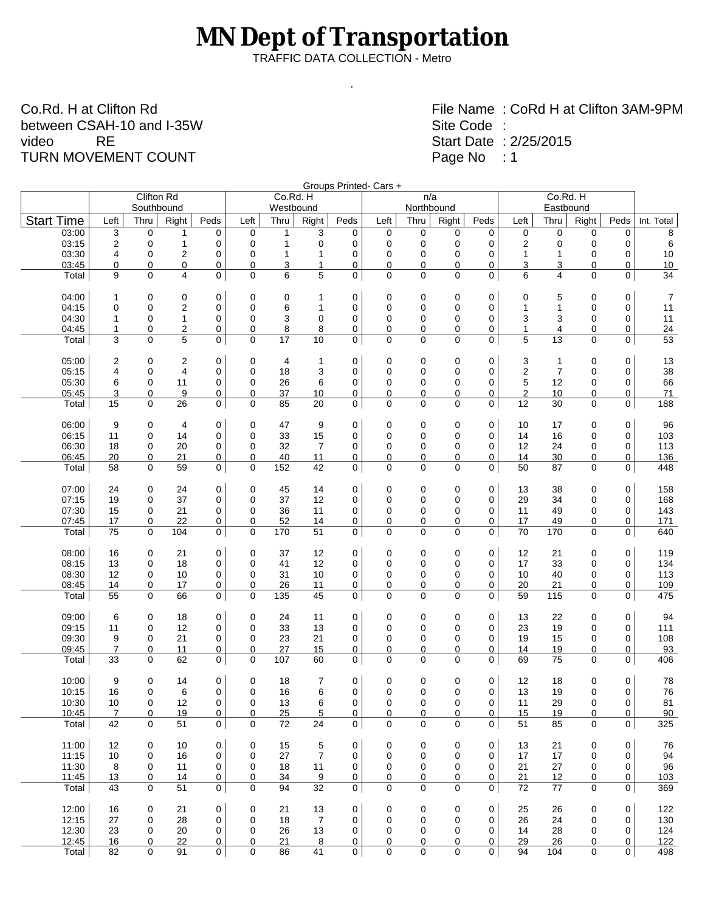# MN Dept of Transportation

TRAFFIC DATA COLLECTION - Metro

.

Co.Rd. H at Clifton Rd
between CSAH-10 and I-35W
video RE
TURN MOVEMENT COUNT

File Name : CoRd H at Clifton 3AM-9PM
Site Code :
Start Date : 2/25/2015
Page No : 1

Groups Printed- Cars +

| | Clifton Rd Southbound | | | | Co.Rd. H Westbound | | | | n/a Northbound | | | | Co.Rd. H Eastbound | | | | |
|---|---|---|---|---|---|---|---|---|---|---|---|---|---|---|---|---|---|
| Start Time | Left | Thru | Right | Peds | Left | Thru | Right | Peds | Left | Thru | Right | Peds | Left | Thru | Right | Peds | Int. Total |
| 03:00 | 3 | 0 | 1 | 0 | 0 | 1 | 3 | 0 | 0 | 0 | 0 | 0 | 0 | 0 | 0 | 0 | 8 |
| 03:15 | 2 | 0 | 1 | 0 | 0 | 1 | 0 | 0 | 0 | 0 | 0 | 0 | 2 | 0 | 0 | 0 | 6 |
| 03:30 | 4 | 0 | 2 | 0 | 0 | 1 | 1 | 0 | 0 | 0 | 0 | 0 | 1 | 1 | 0 | 0 | 10 |
| 03:45 | 0 | 0 | 0 | 0 | 0 | 3 | 1 | 0 | 0 | 0 | 0 | 0 | 3 | 3 | 0 | 0 | 10 |
| Total | 9 | 0 | 4 | 0 | 0 | 6 | 5 | 0 | 0 | 0 | 0 | 0 | 6 | 4 | 0 | 0 | 34 |
| 04:00 | 1 | 0 | 0 | 0 | 0 | 0 | 1 | 0 | 0 | 0 | 0 | 0 | 0 | 5 | 0 | 0 | 7 |
| 04:15 | 0 | 0 | 2 | 0 | 0 | 6 | 1 | 0 | 0 | 0 | 0 | 0 | 1 | 1 | 0 | 0 | 11 |
| 04:30 | 1 | 0 | 1 | 0 | 0 | 3 | 0 | 0 | 0 | 0 | 0 | 0 | 3 | 3 | 0 | 0 | 11 |
| 04:45 | 1 | 0 | 2 | 0 | 0 | 8 | 8 | 0 | 0 | 0 | 0 | 0 | 1 | 4 | 0 | 0 | 24 |
| Total | 3 | 0 | 5 | 0 | 0 | 17 | 10 | 0 | 0 | 0 | 0 | 0 | 5 | 13 | 0 | 0 | 53 |
| 05:00 | 2 | 0 | 2 | 0 | 0 | 4 | 1 | 0 | 0 | 0 | 0 | 0 | 3 | 1 | 0 | 0 | 13 |
| 05:15 | 4 | 0 | 4 | 0 | 0 | 18 | 3 | 0 | 0 | 0 | 0 | 0 | 2 | 7 | 0 | 0 | 38 |
| 05:30 | 6 | 0 | 11 | 0 | 0 | 26 | 6 | 0 | 0 | 0 | 0 | 0 | 5 | 12 | 0 | 0 | 66 |
| 05:45 | 3 | 0 | 9 | 0 | 0 | 37 | 10 | 0 | 0 | 0 | 0 | 0 | 2 | 10 | 0 | 0 | 71 |
| Total | 15 | 0 | 26 | 0 | 0 | 85 | 20 | 0 | 0 | 0 | 0 | 0 | 12 | 30 | 0 | 0 | 188 |
| 06:00 | 9 | 0 | 4 | 0 | 0 | 47 | 9 | 0 | 0 | 0 | 0 | 0 | 10 | 17 | 0 | 0 | 96 |
| 06:15 | 11 | 0 | 14 | 0 | 0 | 33 | 15 | 0 | 0 | 0 | 0 | 0 | 14 | 16 | 0 | 0 | 103 |
| 06:30 | 18 | 0 | 20 | 0 | 0 | 32 | 7 | 0 | 0 | 0 | 0 | 0 | 12 | 24 | 0 | 0 | 113 |
| 06:45 | 20 | 0 | 21 | 0 | 0 | 40 | 11 | 0 | 0 | 0 | 0 | 0 | 14 | 30 | 0 | 0 | 136 |
| Total | 58 | 0 | 59 | 0 | 0 | 152 | 42 | 0 | 0 | 0 | 0 | 0 | 50 | 87 | 0 | 0 | 448 |
| 07:00 | 24 | 0 | 24 | 0 | 0 | 45 | 14 | 0 | 0 | 0 | 0 | 0 | 13 | 38 | 0 | 0 | 158 |
| 07:15 | 19 | 0 | 37 | 0 | 0 | 37 | 12 | 0 | 0 | 0 | 0 | 0 | 29 | 34 | 0 | 0 | 168 |
| 07:30 | 15 | 0 | 21 | 0 | 0 | 36 | 11 | 0 | 0 | 0 | 0 | 0 | 11 | 49 | 0 | 0 | 143 |
| 07:45 | 17 | 0 | 22 | 0 | 0 | 52 | 14 | 0 | 0 | 0 | 0 | 0 | 17 | 49 | 0 | 0 | 171 |
| Total | 75 | 0 | 104 | 0 | 0 | 170 | 51 | 0 | 0 | 0 | 0 | 0 | 70 | 170 | 0 | 0 | 640 |
| 08:00 | 16 | 0 | 21 | 0 | 0 | 37 | 12 | 0 | 0 | 0 | 0 | 0 | 12 | 21 | 0 | 0 | 119 |
| 08:15 | 13 | 0 | 18 | 0 | 0 | 41 | 12 | 0 | 0 | 0 | 0 | 0 | 17 | 33 | 0 | 0 | 134 |
| 08:30 | 12 | 0 | 10 | 0 | 0 | 31 | 10 | 0 | 0 | 0 | 0 | 0 | 10 | 40 | 0 | 0 | 113 |
| 08:45 | 14 | 0 | 17 | 0 | 0 | 26 | 11 | 0 | 0 | 0 | 0 | 0 | 20 | 21 | 0 | 0 | 109 |
| Total | 55 | 0 | 66 | 0 | 0 | 135 | 45 | 0 | 0 | 0 | 0 | 0 | 59 | 115 | 0 | 0 | 475 |
| 09:00 | 6 | 0 | 18 | 0 | 0 | 24 | 11 | 0 | 0 | 0 | 0 | 0 | 13 | 22 | 0 | 0 | 94 |
| 09:15 | 11 | 0 | 12 | 0 | 0 | 33 | 13 | 0 | 0 | 0 | 0 | 0 | 23 | 19 | 0 | 0 | 111 |
| 09:30 | 9 | 0 | 21 | 0 | 0 | 23 | 21 | 0 | 0 | 0 | 0 | 0 | 19 | 15 | 0 | 0 | 108 |
| 09:45 | 7 | 0 | 11 | 0 | 0 | 27 | 15 | 0 | 0 | 0 | 0 | 0 | 14 | 19 | 0 | 0 | 93 |
| Total | 33 | 0 | 62 | 0 | 0 | 107 | 60 | 0 | 0 | 0 | 0 | 0 | 69 | 75 | 0 | 0 | 406 |
| 10:00 | 9 | 0 | 14 | 0 | 0 | 18 | 7 | 0 | 0 | 0 | 0 | 0 | 12 | 18 | 0 | 0 | 78 |
| 10:15 | 16 | 0 | 6 | 0 | 0 | 16 | 6 | 0 | 0 | 0 | 0 | 0 | 13 | 19 | 0 | 0 | 76 |
| 10:30 | 10 | 0 | 12 | 0 | 0 | 13 | 6 | 0 | 0 | 0 | 0 | 0 | 11 | 29 | 0 | 0 | 81 |
| 10:45 | 7 | 0 | 19 | 0 | 0 | 25 | 5 | 0 | 0 | 0 | 0 | 0 | 15 | 19 | 0 | 0 | 90 |
| Total | 42 | 0 | 51 | 0 | 0 | 72 | 24 | 0 | 0 | 0 | 0 | 0 | 51 | 85 | 0 | 0 | 325 |
| 11:00 | 12 | 0 | 10 | 0 | 0 | 15 | 5 | 0 | 0 | 0 | 0 | 0 | 13 | 21 | 0 | 0 | 76 |
| 11:15 | 10 | 0 | 16 | 0 | 0 | 27 | 7 | 0 | 0 | 0 | 0 | 0 | 17 | 17 | 0 | 0 | 94 |
| 11:30 | 8 | 0 | 11 | 0 | 0 | 18 | 11 | 0 | 0 | 0 | 0 | 0 | 21 | 27 | 0 | 0 | 96 |
| 11:45 | 13 | 0 | 14 | 0 | 0 | 34 | 9 | 0 | 0 | 0 | 0 | 0 | 21 | 12 | 0 | 0 | 103 |
| Total | 43 | 0 | 51 | 0 | 0 | 94 | 32 | 0 | 0 | 0 | 0 | 0 | 72 | 77 | 0 | 0 | 369 |
| 12:00 | 16 | 0 | 21 | 0 | 0 | 21 | 13 | 0 | 0 | 0 | 0 | 0 | 25 | 26 | 0 | 0 | 122 |
| 12:15 | 27 | 0 | 28 | 0 | 0 | 18 | 7 | 0 | 0 | 0 | 0 | 0 | 26 | 24 | 0 | 0 | 130 |
| 12:30 | 23 | 0 | 20 | 0 | 0 | 26 | 13 | 0 | 0 | 0 | 0 | 0 | 14 | 28 | 0 | 0 | 124 |
| 12:45 | 16 | 0 | 22 | 0 | 0 | 21 | 8 | 0 | 0 | 0 | 0 | 0 | 29 | 26 | 0 | 0 | 122 |
| Total | 82 | 0 | 91 | 0 | 0 | 86 | 41 | 0 | 0 | 0 | 0 | 0 | 94 | 104 | 0 | 0 | 498 |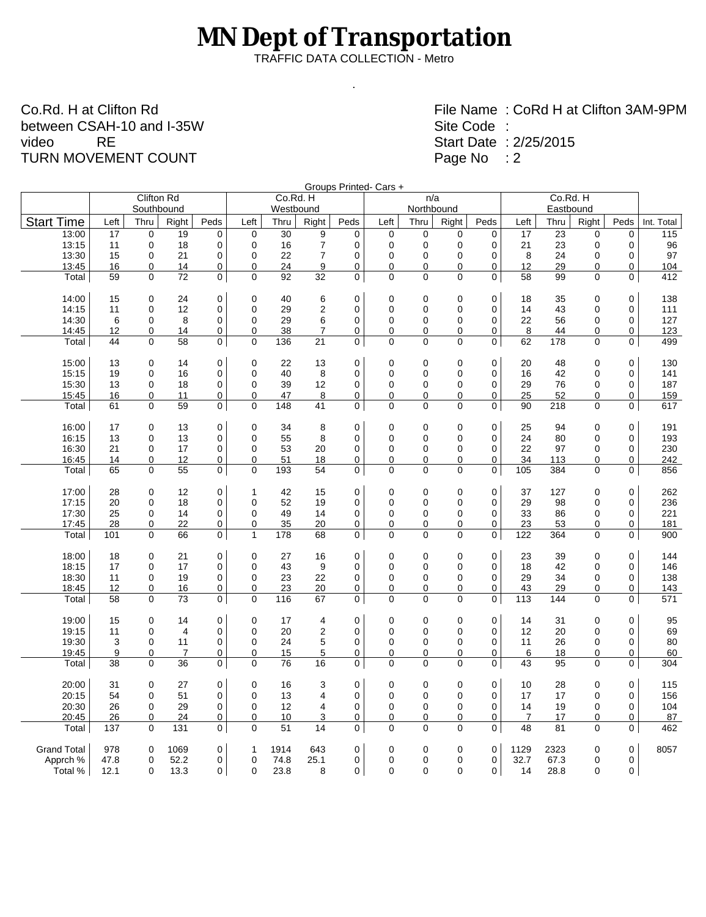# MN Dept of Transportation

TRAFFIC DATA COLLECTION - Metro

.

Co.Rd. H at Clifton Rd
between CSAH-10 and I-35W
video RE
TURN MOVEMENT COUNT

File Name : CoRd H at Clifton 3AM-9PM
Site Code :
Start Date : 2/25/2015
Page No : 2

Groups Printed- Cars +

| | Clifton Rd Southbound | | | | Co.Rd. H Westbound | | | | n/a Northbound | | | | Co.Rd. H Eastbound | | | | |
|---|---|---|---|---|---|---|---|---|---|---|---|---|---|---|---|---|---|
| Start Time | Left | Thru | Right | Peds | Left | Thru | Right | Peds | Left | Thru | Right | Peds | Left | Thru | Right | Peds | Int. Total |
| 13:00 | 17 | 0 | 19 | 0 | 0 | 30 | 9 | 0 | 0 | 0 | 0 | 0 | 17 | 23 | 0 | 0 | 115 |
| 13:15 | 11 | 0 | 18 | 0 | 0 | 16 | 7 | 0 | 0 | 0 | 0 | 0 | 21 | 23 | 0 | 0 | 96 |
| 13:30 | 15 | 0 | 21 | 0 | 0 | 22 | 7 | 0 | 0 | 0 | 0 | 0 | 8 | 24 | 0 | 0 | 97 |
| 13:45 | 16 | 0 | 14 | 0 | 0 | 24 | 9 | 0 | 0 | 0 | 0 | 0 | 12 | 29 | 0 | 0 | 104 |
| Total | 59 | 0 | 72 | 0 | 0 | 92 | 32 | 0 | 0 | 0 | 0 | 0 | 58 | 99 | 0 | 0 | 412 |
| 14:00 | 15 | 0 | 24 | 0 | 0 | 40 | 6 | 0 | 0 | 0 | 0 | 0 | 18 | 35 | 0 | 0 | 138 |
| 14:15 | 11 | 0 | 12 | 0 | 0 | 29 | 2 | 0 | 0 | 0 | 0 | 0 | 14 | 43 | 0 | 0 | 111 |
| 14:30 | 6 | 0 | 8 | 0 | 0 | 29 | 6 | 0 | 0 | 0 | 0 | 0 | 22 | 56 | 0 | 0 | 127 |
| 14:45 | 12 | 0 | 14 | 0 | 0 | 38 | 7 | 0 | 0 | 0 | 0 | 0 | 8 | 44 | 0 | 0 | 123 |
| Total | 44 | 0 | 58 | 0 | 0 | 136 | 21 | 0 | 0 | 0 | 0 | 0 | 62 | 178 | 0 | 0 | 499 |
| 15:00 | 13 | 0 | 14 | 0 | 0 | 22 | 13 | 0 | 0 | 0 | 0 | 0 | 20 | 48 | 0 | 0 | 130 |
| 15:15 | 19 | 0 | 16 | 0 | 0 | 40 | 8 | 0 | 0 | 0 | 0 | 0 | 16 | 42 | 0 | 0 | 141 |
| 15:30 | 13 | 0 | 18 | 0 | 0 | 39 | 12 | 0 | 0 | 0 | 0 | 0 | 29 | 76 | 0 | 0 | 187 |
| 15:45 | 16 | 0 | 11 | 0 | 0 | 47 | 8 | 0 | 0 | 0 | 0 | 0 | 25 | 52 | 0 | 0 | 159 |
| Total | 61 | 0 | 59 | 0 | 0 | 148 | 41 | 0 | 0 | 0 | 0 | 0 | 90 | 218 | 0 | 0 | 617 |
| 16:00 | 17 | 0 | 13 | 0 | 0 | 34 | 8 | 0 | 0 | 0 | 0 | 0 | 25 | 94 | 0 | 0 | 191 |
| 16:15 | 13 | 0 | 13 | 0 | 0 | 55 | 8 | 0 | 0 | 0 | 0 | 0 | 24 | 80 | 0 | 0 | 193 |
| 16:30 | 21 | 0 | 17 | 0 | 0 | 53 | 20 | 0 | 0 | 0 | 0 | 0 | 22 | 97 | 0 | 0 | 230 |
| 16:45 | 14 | 0 | 12 | 0 | 0 | 51 | 18 | 0 | 0 | 0 | 0 | 0 | 34 | 113 | 0 | 0 | 242 |
| Total | 65 | 0 | 55 | 0 | 0 | 193 | 54 | 0 | 0 | 0 | 0 | 0 | 105 | 384 | 0 | 0 | 856 |
| 17:00 | 28 | 0 | 12 | 0 | 1 | 42 | 15 | 0 | 0 | 0 | 0 | 0 | 37 | 127 | 0 | 0 | 262 |
| 17:15 | 20 | 0 | 18 | 0 | 0 | 52 | 19 | 0 | 0 | 0 | 0 | 0 | 29 | 98 | 0 | 0 | 236 |
| 17:30 | 25 | 0 | 14 | 0 | 0 | 49 | 14 | 0 | 0 | 0 | 0 | 0 | 33 | 86 | 0 | 0 | 221 |
| 17:45 | 28 | 0 | 22 | 0 | 0 | 35 | 20 | 0 | 0 | 0 | 0 | 0 | 23 | 53 | 0 | 0 | 181 |
| Total | 101 | 0 | 66 | 0 | 1 | 178 | 68 | 0 | 0 | 0 | 0 | 0 | 122 | 364 | 0 | 0 | 900 |
| 18:00 | 18 | 0 | 21 | 0 | 0 | 27 | 16 | 0 | 0 | 0 | 0 | 0 | 23 | 39 | 0 | 0 | 144 |
| 18:15 | 17 | 0 | 17 | 0 | 0 | 43 | 9 | 0 | 0 | 0 | 0 | 0 | 18 | 42 | 0 | 0 | 146 |
| 18:30 | 11 | 0 | 19 | 0 | 0 | 23 | 22 | 0 | 0 | 0 | 0 | 0 | 29 | 34 | 0 | 0 | 138 |
| 18:45 | 12 | 0 | 16 | 0 | 0 | 23 | 20 | 0 | 0 | 0 | 0 | 0 | 43 | 29 | 0 | 0 | 143 |
| Total | 58 | 0 | 73 | 0 | 0 | 116 | 67 | 0 | 0 | 0 | 0 | 0 | 113 | 144 | 0 | 0 | 571 |
| 19:00 | 15 | 0 | 14 | 0 | 0 | 17 | 4 | 0 | 0 | 0 | 0 | 0 | 14 | 31 | 0 | 0 | 95 |
| 19:15 | 11 | 0 | 4 | 0 | 0 | 20 | 2 | 0 | 0 | 0 | 0 | 0 | 12 | 20 | 0 | 0 | 69 |
| 19:30 | 3 | 0 | 11 | 0 | 0 | 24 | 5 | 0 | 0 | 0 | 0 | 0 | 11 | 26 | 0 | 0 | 80 |
| 19:45 | 9 | 0 | 7 | 0 | 0 | 15 | 5 | 0 | 0 | 0 | 0 | 0 | 6 | 18 | 0 | 0 | 60 |
| Total | 38 | 0 | 36 | 0 | 0 | 76 | 16 | 0 | 0 | 0 | 0 | 0 | 43 | 95 | 0 | 0 | 304 |
| 20:00 | 31 | 0 | 27 | 0 | 0 | 16 | 3 | 0 | 0 | 0 | 0 | 0 | 10 | 28 | 0 | 0 | 115 |
| 20:15 | 54 | 0 | 51 | 0 | 0 | 13 | 4 | 0 | 0 | 0 | 0 | 0 | 17 | 17 | 0 | 0 | 156 |
| 20:30 | 26 | 0 | 29 | 0 | 0 | 12 | 4 | 0 | 0 | 0 | 0 | 0 | 14 | 19 | 0 | 0 | 104 |
| 20:45 | 26 | 0 | 24 | 0 | 0 | 10 | 3 | 0 | 0 | 0 | 0 | 0 | 7 | 17 | 0 | 0 | 87 |
| Total | 137 | 0 | 131 | 0 | 0 | 51 | 14 | 0 | 0 | 0 | 0 | 0 | 48 | 81 | 0 | 0 | 462 |
| Grand Total | 978 | 0 | 1069 | 0 | 1 | 1914 | 643 | 0 | 0 | 0 | 0 | 0 | 1129 | 2323 | 0 | 0 | 8057 |
| Apprch % | 47.8 | 0 | 52.2 | 0 | 0 | 74.8 | 25.1 | 0 | 0 | 0 | 0 | 0 | 32.7 | 67.3 | 0 | 0 | |
| Total % | 12.1 | 0 | 13.3 | 0 | 0 | 23.8 | 8 | 0 | 0 | 0 | 0 | 0 | 14 | 28.8 | 0 | 0 | |